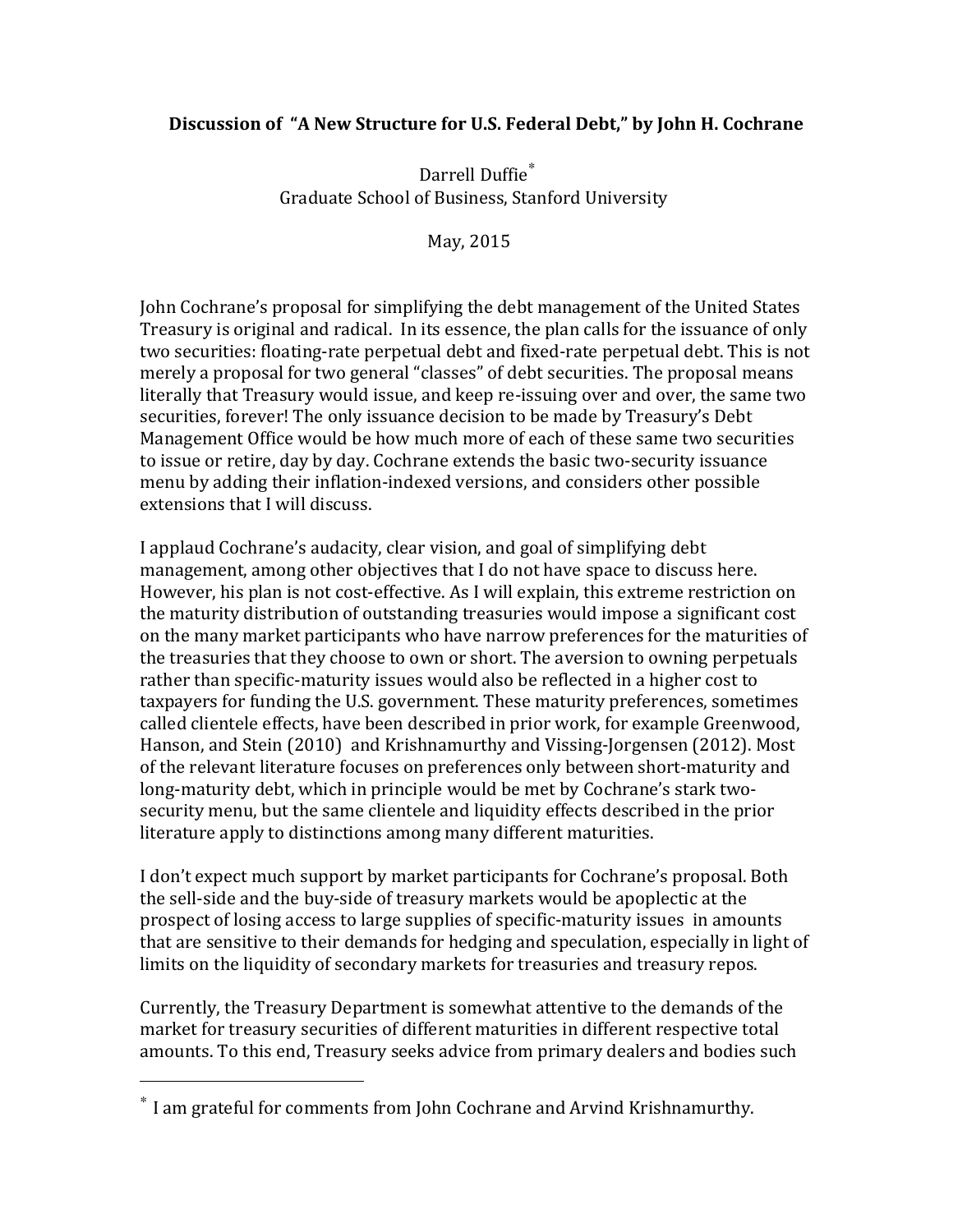**Discussion of "A New Structure for U.S. Federal Debt," by John H. Cochrane**

Darrell Duffie[*]
Graduate School of Business, Stanford University

May, 2015

John Cochrane's proposal for simplifying the debt management of the United States Treasury is original and radical. In its essence, the plan calls for the issuance of only two securities: floating-rate perpetual debt and fixed-rate perpetual debt. This is not merely a proposal for two general "classes" of debt securities. The proposal means literally that Treasury would issue, and keep re-issuing over and over, the same two securities, forever! The only issuance decision to be made by Treasury's Debt Management Office would be how much more of each of these same two securities to issue or retire, day by day. Cochrane extends the basic two-security issuance menu by adding their inflation-indexed versions, and considers other possible extensions that I will discuss.

I applaud Cochrane's audacity, clear vision, and goal of simplifying debt management, among other objectives that I do not have space to discuss here. However, his plan is not cost-effective. As I will explain, this extreme restriction on the maturity distribution of outstanding treasuries would impose a significant cost on the many market participants who have narrow preferences for the maturities of the treasuries that they choose to own or short. The aversion to owning perpetuals rather than specific-maturity issues would also be reflected in a higher cost to taxpayers for funding the U.S. government. These maturity preferences, sometimes called clientele effects, have been described in prior work, for example Greenwood, Hanson, and Stein (2010) and Krishnamurthy and Vissing-Jorgensen (2012). Most of the relevant literature focuses on preferences only between short-maturity and long-maturity debt, which in principle would be met by Cochrane's stark two-security menu, but the same clientele and liquidity effects described in the prior literature apply to distinctions among many different maturities.

I don't expect much support by market participants for Cochrane's proposal. Both the sell-side and the buy-side of treasury markets would be apoplectic at the prospect of losing access to large supplies of specific-maturity issues in amounts that are sensitive to their demands for hedging and speculation, especially in light of limits on the liquidity of secondary markets for treasuries and treasury repos.

Currently, the Treasury Department is somewhat attentive to the demands of the market for treasury securities of different maturities in different respective total amounts. To this end, Treasury seeks advice from primary dealers and bodies such

[*] I am grateful for comments from John Cochrane and Arvind Krishnamurthy.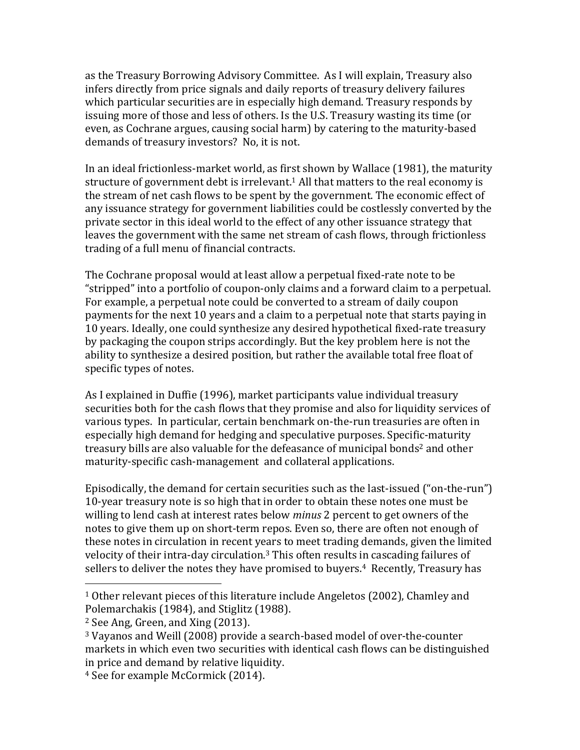as the Treasury Borrowing Advisory Committee. As I will explain, Treasury also infers directly from price signals and daily reports of treasury delivery failures which particular securities are in especially high demand. Treasury responds by issuing more of those and less of others. Is the U.S. Treasury wasting its time (or even, as Cochrane argues, causing social harm) by catering to the maturity-based demands of treasury investors? No, it is not.

In an ideal frictionless-market world, as first shown by Wallace (1981), the maturity structure of government debt is irrelevant.[1] All that matters to the real economy is the stream of net cash flows to be spent by the government. The economic effect of any issuance strategy for government liabilities could be costlessly converted by the private sector in this ideal world to the effect of any other issuance strategy that leaves the government with the same net stream of cash flows, through frictionless trading of a full menu of financial contracts.

The Cochrane proposal would at least allow a perpetual fixed-rate note to be "stripped" into a portfolio of coupon-only claims and a forward claim to a perpetual. For example, a perpetual note could be converted to a stream of daily coupon payments for the next 10 years and a claim to a perpetual note that starts paying in 10 years. Ideally, one could synthesize any desired hypothetical fixed-rate treasury by packaging the coupon strips accordingly. But the key problem here is not the ability to synthesize a desired position, but rather the available total free float of specific types of notes.

As I explained in Duffie (1996), market participants value individual treasury securities both for the cash flows that they promise and also for liquidity services of various types. In particular, certain benchmark on-the-run treasuries are often in especially high demand for hedging and speculative purposes. Specific-maturity treasury bills are also valuable for the defeasance of municipal bonds[2] and other maturity-specific cash-management and collateral applications.

Episodically, the demand for certain securities such as the last-issued ("on-the-run") 10-year treasury note is so high that in order to obtain these notes one must be willing to lend cash at interest rates below *minus* 2 percent to get owners of the notes to give them up on short-term repos. Even so, there are often not enough of these notes in circulation in recent years to meet trading demands, given the limited velocity of their intra-day circulation.[3] This often results in cascading failures of sellers to deliver the notes they have promised to buyers.[4] Recently, Treasury has

---

[1] Other relevant pieces of this literature include Angeletos (2002), Chamley and Polemarchakis (1984), and Stiglitz (1988).

[2] See Ang, Green, and Xing (2013).

[3] Vayanos and Weill (2008) provide a search-based model of over-the-counter markets in which even two securities with identical cash flows can be distinguished in price and demand by relative liquidity.

[4] See for example McCormick (2014).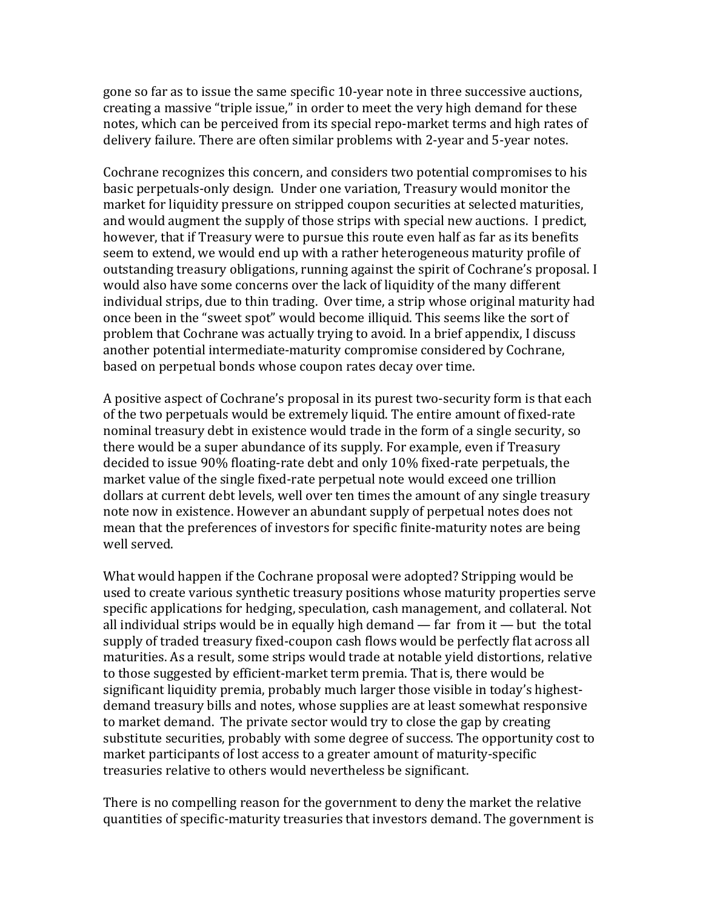gone so far as to issue the same specific 10-year note in three successive auctions, creating a massive "triple issue," in order to meet the very high demand for these notes, which can be perceived from its special repo-market terms and high rates of delivery failure. There are often similar problems with 2-year and 5-year notes.

Cochrane recognizes this concern, and considers two potential compromises to his basic perpetuals-only design. Under one variation, Treasury would monitor the market for liquidity pressure on stripped coupon securities at selected maturities, and would augment the supply of those strips with special new auctions. I predict, however, that if Treasury were to pursue this route even half as far as its benefits seem to extend, we would end up with a rather heterogeneous maturity profile of outstanding treasury obligations, running against the spirit of Cochrane's proposal. I would also have some concerns over the lack of liquidity of the many different individual strips, due to thin trading. Over time, a strip whose original maturity had once been in the "sweet spot" would become illiquid. This seems like the sort of problem that Cochrane was actually trying to avoid. In a brief appendix, I discuss another potential intermediate-maturity compromise considered by Cochrane, based on perpetual bonds whose coupon rates decay over time.

A positive aspect of Cochrane's proposal in its purest two-security form is that each of the two perpetuals would be extremely liquid. The entire amount of fixed-rate nominal treasury debt in existence would trade in the form of a single security, so there would be a super abundance of its supply. For example, even if Treasury decided to issue 90% floating-rate debt and only 10% fixed-rate perpetuals, the market value of the single fixed-rate perpetual note would exceed one trillion dollars at current debt levels, well over ten times the amount of any single treasury note now in existence. However an abundant supply of perpetual notes does not mean that the preferences of investors for specific finite-maturity notes are being well served.

What would happen if the Cochrane proposal were adopted? Stripping would be used to create various synthetic treasury positions whose maturity properties serve specific applications for hedging, speculation, cash management, and collateral. Not all individual strips would be in equally high demand — far from it — but the total supply of traded treasury fixed-coupon cash flows would be perfectly flat across all maturities. As a result, some strips would trade at notable yield distortions, relative to those suggested by efficient-market term premia. That is, there would be significant liquidity premia, probably much larger those visible in today's highest-demand treasury bills and notes, whose supplies are at least somewhat responsive to market demand. The private sector would try to close the gap by creating substitute securities, probably with some degree of success. The opportunity cost to market participants of lost access to a greater amount of maturity-specific treasuries relative to others would nevertheless be significant.

There is no compelling reason for the government to deny the market the relative quantities of specific-maturity treasuries that investors demand. The government is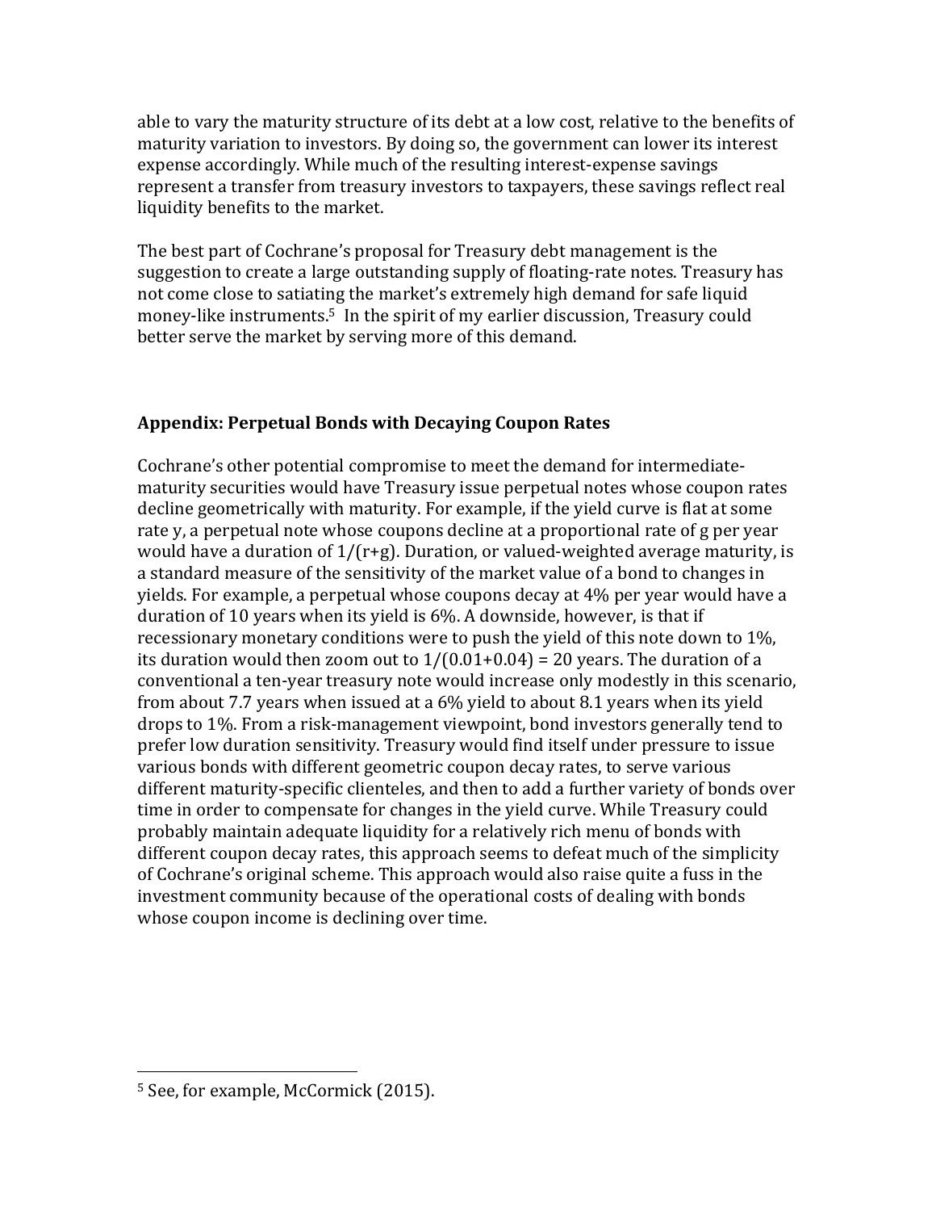able to vary the maturity structure of its debt at a low cost, relative to the benefits of maturity variation to investors. By doing so, the government can lower its interest expense accordingly. While much of the resulting interest-expense savings represent a transfer from treasury investors to taxpayers, these savings reflect real liquidity benefits to the market.

The best part of Cochrane's proposal for Treasury debt management is the suggestion to create a large outstanding supply of floating-rate notes. Treasury has not come close to satiating the market's extremely high demand for safe liquid money-like instruments.[5] In the spirit of my earlier discussion, Treasury could better serve the market by serving more of this demand.

## Appendix: Perpetual Bonds with Decaying Coupon Rates

Cochrane's other potential compromise to meet the demand for intermediate-maturity securities would have Treasury issue perpetual notes whose coupon rates decline geometrically with maturity. For example, if the yield curve is flat at some rate y, a perpetual note whose coupons decline at a proportional rate of g per year would have a duration of $1/(r+g)$. Duration, or valued-weighted average maturity, is a standard measure of the sensitivity of the market value of a bond to changes in yields. For example, a perpetual whose coupons decay at 4% per year would have a duration of 10 years when its yield is 6%. A downside, however, is that if recessionary monetary conditions were to push the yield of this note down to 1%, its duration would then zoom out to $1/(0.01+0.04) = 20$ years. The duration of a conventional a ten-year treasury note would increase only modestly in this scenario, from about 7.7 years when issued at a 6% yield to about 8.1 years when its yield drops to 1%. From a risk-management viewpoint, bond investors generally tend to prefer low duration sensitivity. Treasury would find itself under pressure to issue various bonds with different geometric coupon decay rates, to serve various different maturity-specific clienteles, and then to add a further variety of bonds over time in order to compensate for changes in the yield curve. While Treasury could probably maintain adequate liquidity for a relatively rich menu of bonds with different coupon decay rates, this approach seems to defeat much of the simplicity of Cochrane's original scheme. This approach would also raise quite a fuss in the investment community because of the operational costs of dealing with bonds whose coupon income is declining over time.

[5] See, for example, McCormick (2015).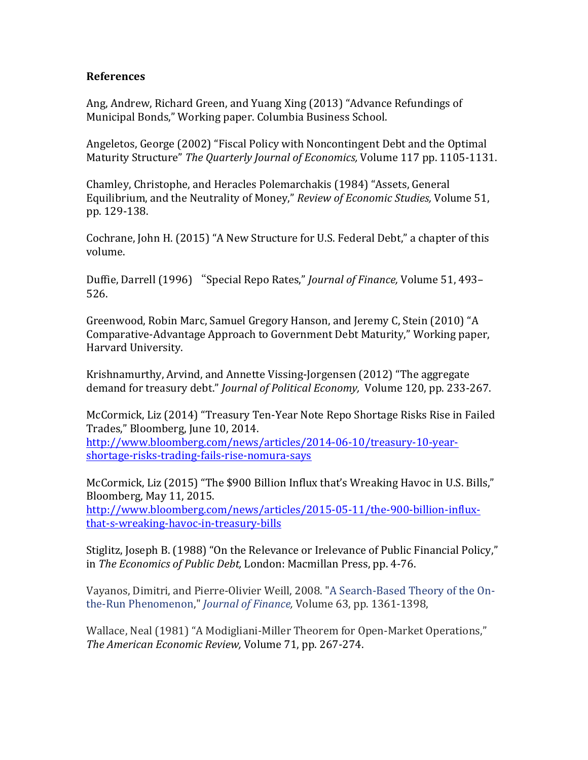**References**

Ang, Andrew, Richard Green, and Yuang Xing (2013) "Advance Refundings of Municipal Bonds," Working paper. Columbia Business School.

Angeletos, George (2002) "Fiscal Policy with Noncontingent Debt and the Optimal Maturity Structure" *The Quarterly Journal of Economics,* Volume 117 pp. 1105-1131.

Chamley, Christophe, and Heracles Polemarchakis (1984) "Assets, General Equilibrium, and the Neutrality of Money," *Review of Economic Studies,* Volume 51, pp. 129-138.

Cochrane, John H. (2015) "A New Structure for U.S. Federal Debt," a chapter of this volume.

Duffie, Darrell (1996) "Special Repo Rates," *Journal of Finance,* Volume 51, 493–526.

Greenwood, Robin Marc, Samuel Gregory Hanson, and Jeremy C, Stein (2010) "A Comparative-Advantage Approach to Government Debt Maturity," Working paper, Harvard University.

Krishnamurthy, Arvind, and Annette Vissing-Jorgensen (2012) "The aggregate demand for treasury debt." *Journal of Political Economy,* Volume 120, pp. 233-267.

McCormick, Liz (2014) "Treasury Ten-Year Note Repo Shortage Risks Rise in Failed Trades," Bloomberg, June 10, 2014.
http://www.bloomberg.com/news/articles/2014-06-10/treasury-10-year-shortage-risks-trading-fails-rise-nomura-says

McCormick, Liz (2015) "The $900 Billion Influx that's Wreaking Havoc in U.S. Bills," Bloomberg, May 11, 2015.
http://www.bloomberg.com/news/articles/2015-05-11/the-900-billion-influx-that-s-wreaking-havoc-in-treasury-bills

Stiglitz, Joseph B. (1988) "On the Relevance or Irelevance of Public Financial Policy," in *The Economics of Public Debt,* London: Macmillan Press, pp. 4-76.

Vayanos, Dimitri, and Pierre-Olivier Weill, 2008. "A Search-Based Theory of the On-the-Run Phenomenon," *Journal of Finance,* Volume 63, pp. 1361-1398,

Wallace, Neal (1981) "A Modigliani-Miller Theorem for Open-Market Operations," *The American Economic Review,* Volume 71, pp. 267-274.